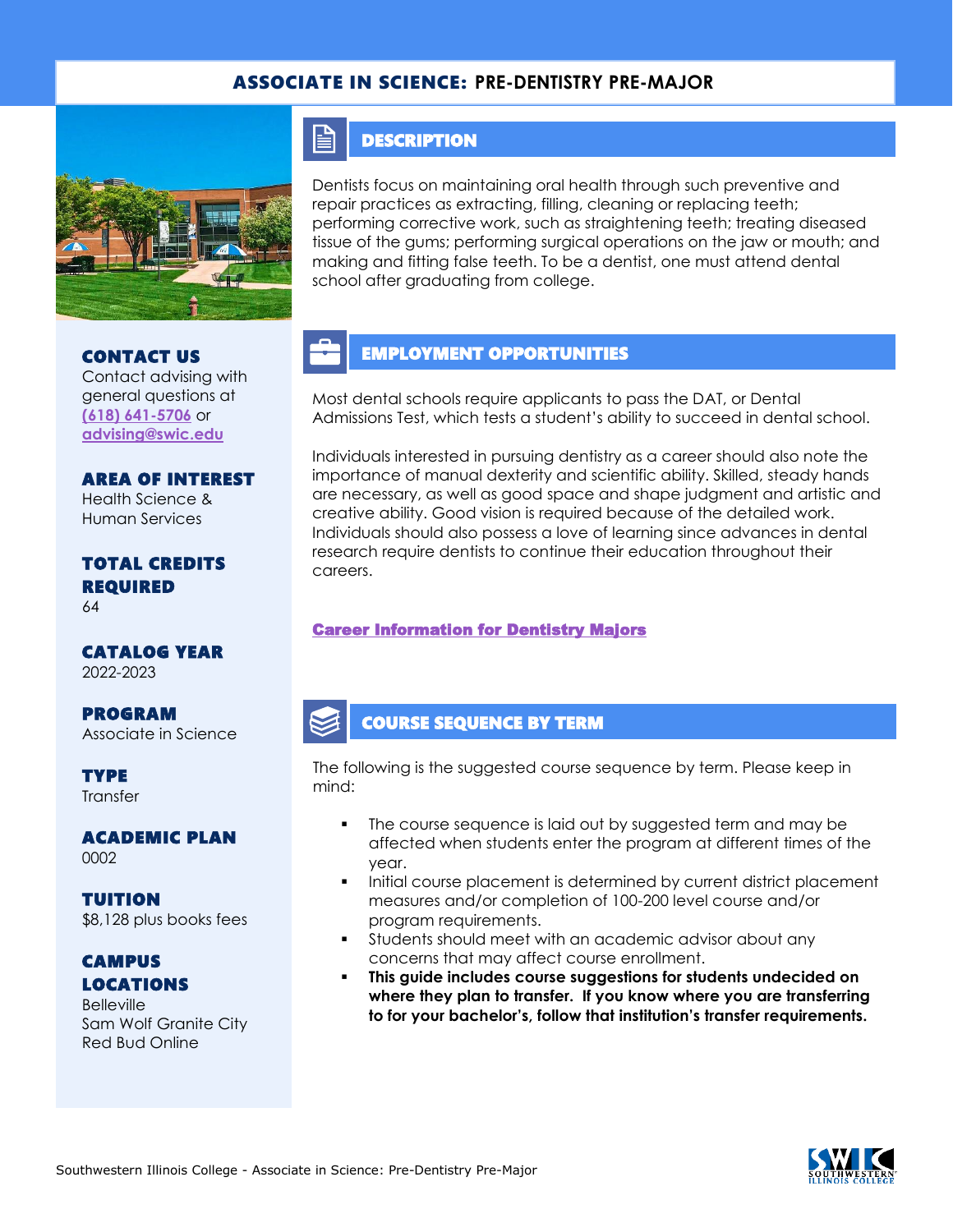# ASSOCIATE IN SCIENCE: PRE-DENTISTRY PRE-MAJOR

### CONTACT US

Contact advising with general questions at (618) 641-5706 or advising@swic.edu

### AREA OF INTEREST

Health Science & Human Services

### TOTAL CREDITS REQUIRED

64

### CATALOG YEAR

2022-2023

### PROGRAM

Associate in Science

### TYPE

Transfer

### ACADEMIC PLAN

0002

### TUITION

$8,128 plus books fees

### CAMPUS LOCATIONS

Belleville
Sam Wolf Granite City
Red Bud Online

## DESCRIPTION

Dentists focus on maintaining oral health through such preventive and repair practices as extracting, filling, cleaning or replacing teeth; performing corrective work, such as straightening teeth; treating diseased tissue of the gums; performing surgical operations on the jaw or mouth; and making and fitting false teeth. To be a dentist, one must attend dental school after graduating from college.

## EMPLOYMENT OPPORTUNITIES

Most dental schools require applicants to pass the DAT, or Dental Admissions Test, which tests a student's ability to succeed in dental school.

Individuals interested in pursuing dentistry as a career should also note the importance of manual dexterity and scientific ability. Skilled, steady hands are necessary, as well as good space and shape judgment and artistic and creative ability. Good vision is required because of the detailed work. Individuals should also possess a love of learning since advances in dental research require dentists to continue their education throughout their careers.

**Career Information for Dentistry Majors**

## COURSE SEQUENCE BY TERM

The following is the suggested course sequence by term. Please keep in mind:

- The course sequence is laid out by suggested term and may be affected when students enter the program at different times of the year.
- Initial course placement is determined by current district placement measures and/or completion of 100-200 level course and/or program requirements.
- Students should meet with an academic advisor about any concerns that may affect course enrollment.
- **This guide includes course suggestions for students undecided on where they plan to transfer. If you know where you are transferring to for your bachelor's, follow that institution's transfer requirements.**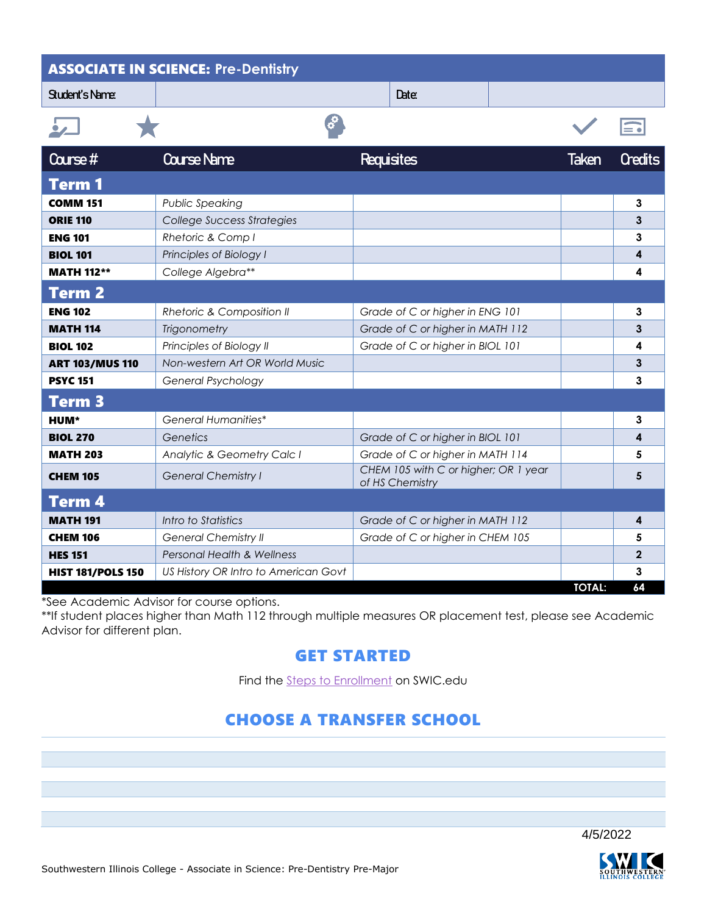# ASSOCIATE IN SCIENCE: Pre-Dentistry

| Student's Name: | | Date: | |
|---|---|---|---|

| Course # | Course Name | Requisites | Taken | Credits |
|---|---|---|---|---|
| **Term 1** | | | | |
| **COMM 151** | *Public Speaking* | | | 3 |
| **ORIE 110** | *College Success Strategies* | | | 3 |
| **ENG 101** | *Rhetoric & Comp I* | | | 3 |
| **BIOL 101** | *Principles of Biology I* | | | 4 |
| **MATH 112**** | *College Algebra*** | | | 4 |
| **Term 2** | | | | |
| **ENG 102** | *Rhetoric & Composition II* | *Grade of C or higher in ENG 101* | | 3 |
| **MATH 114** | *Trigonometry* | *Grade of C or higher in MATH 112* | | 3 |
| **BIOL 102** | *Principles of Biology II* | *Grade of C or higher in BIOL 101* | | 4 |
| **ART 103/MUS 110** | *Non-western Art OR World Music* | | | 3 |
| **PSYC 151** | *General Psychology* | | | 3 |
| **Term 3** | | | | |
| **HUM*** | *General Humanities** | | | 3 |
| **BIOL 270** | *Genetics* | *Grade of C or higher in BIOL 101* | | 4 |
| **MATH 203** | *Analytic & Geometry Calc I* | *Grade of C or higher in MATH 114* | | 5 |
| **CHEM 105** | *General Chemistry I* | *CHEM 105 with C or higher; OR 1 year of HS Chemistry* | | 5 |
| **Term 4** | | | | |
| **MATH 191** | *Intro to Statistics* | *Grade of C or higher in MATH 112* | | 4 |
| **CHEM 106** | *General Chemistry II* | *Grade of C or higher in CHEM 105* | | 5 |
| **HES 151** | *Personal Health & Wellness* | | | 2 |
| **HIST 181/POLS 150** | *US History OR Intro to American Govt* | | | 3 |
| | | | **TOTAL:** | **64** |

*See Academic Advisor for course options.
**If student places higher than Math 112 through multiple measures OR placement test, please see Academic Advisor for different plan.

## GET STARTED

Find the Steps to Enrollment on SWIC.edu

## CHOOSE A TRANSFER SCHOOL

4/5/2022

Southwestern Illinois College - Associate in Science: Pre-Dentistry Pre-Major